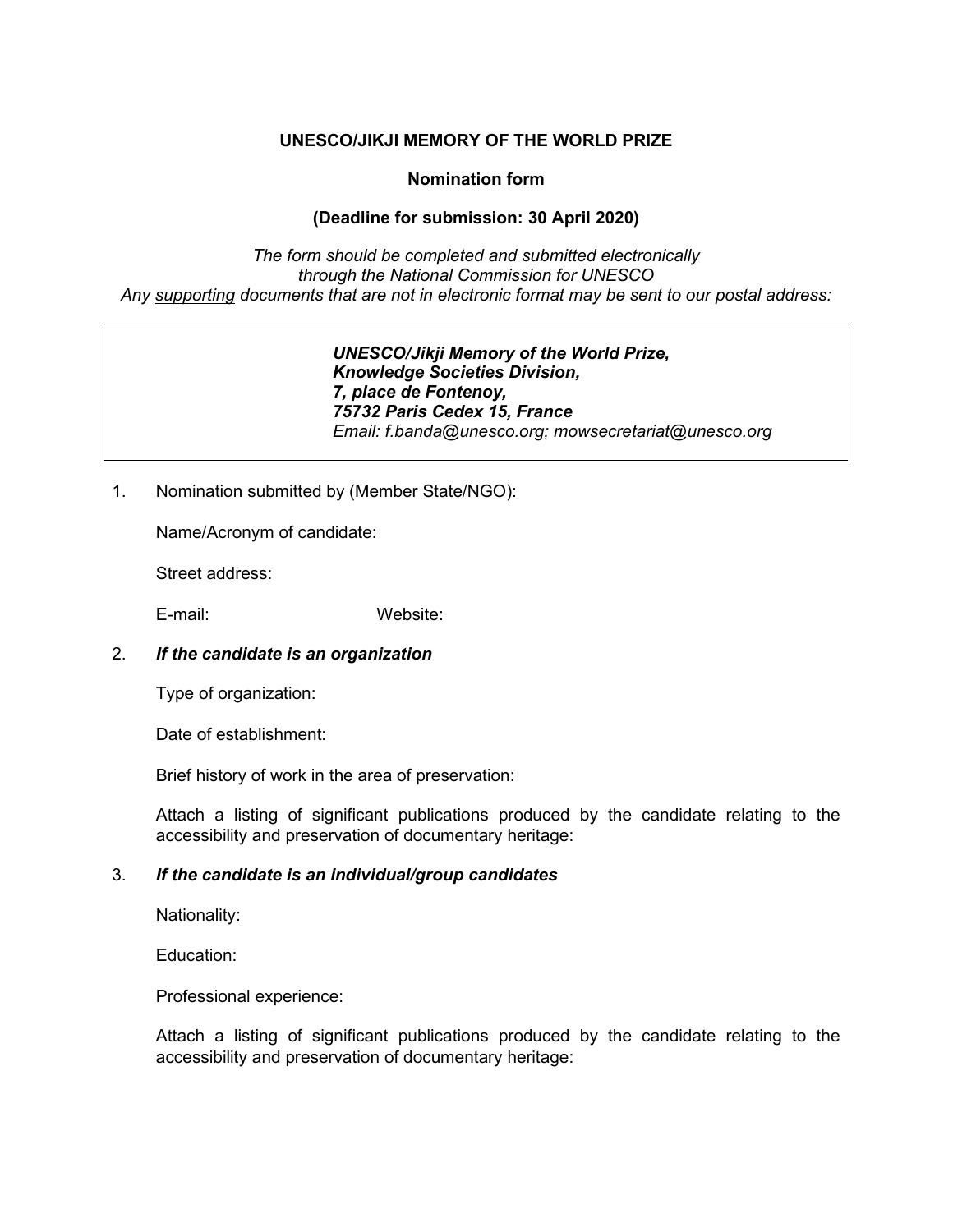**UNESCO/JIKJI MEMORY OF THE WORLD PRIZE**

**Nomination form**

**(Deadline for submission: 30 April 2020)**

*The form should be completed and submitted electronically through the National Commission for UNESCO*
*Any supporting documents that are not in electronic format may be sent to our postal address:*

> ***UNESCO/Jikji Memory of the World Prize,***
> ***Knowledge Societies Division,***
> ***7, place de Fontenoy,***
> ***75732 Paris Cedex 15, France***
> *Email: f.banda@unesco.org; mowsecretariat@unesco.org*

1. Nomination submitted by (Member State/NGO):

   Name/Acronym of candidate:

   Street address:

   E-mail: Website:

2. ***If the candidate is an organization***

   Type of organization:

   Date of establishment:

   Brief history of work in the area of preservation:

   Attach a listing of significant publications produced by the candidate relating to the accessibility and preservation of documentary heritage:

3. ***If the candidate is an individual/group candidates***

   Nationality:

   Education:

   Professional experience:

   Attach a listing of significant publications produced by the candidate relating to the accessibility and preservation of documentary heritage: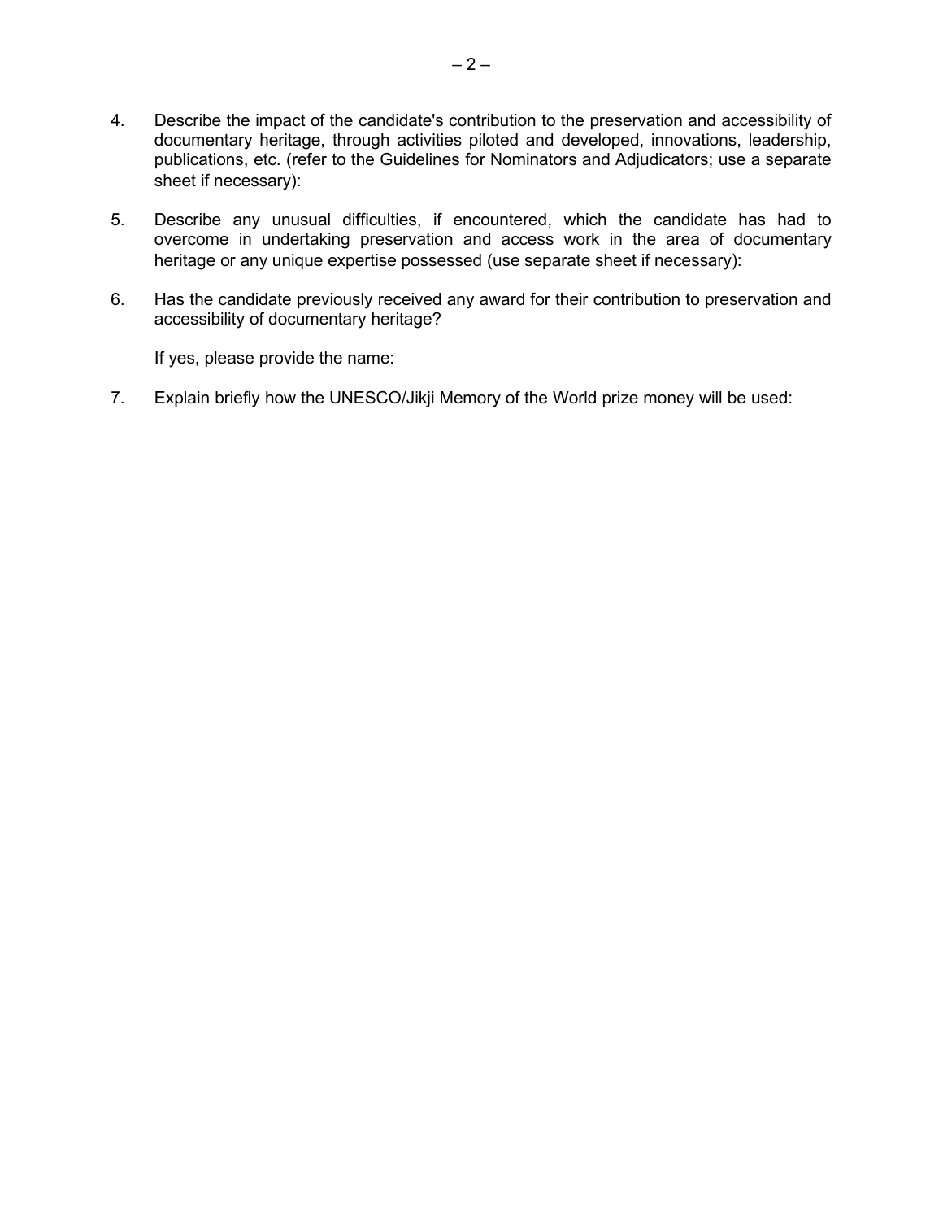4. Describe the impact of the candidate's contribution to the preservation and accessibility of documentary heritage, through activities piloted and developed, innovations, leadership, publications, etc. (refer to the Guidelines for Nominators and Adjudicators; use a separate sheet if necessary):

5. Describe any unusual difficulties, if encountered, which the candidate has had to overcome in undertaking preservation and access work in the area of documentary heritage or any unique expertise possessed (use separate sheet if necessary):

6. Has the candidate previously received any award for their contribution to preservation and accessibility of documentary heritage?

   If yes, please provide the name:

7. Explain briefly how the UNESCO/Jikji Memory of the World prize money will be used: